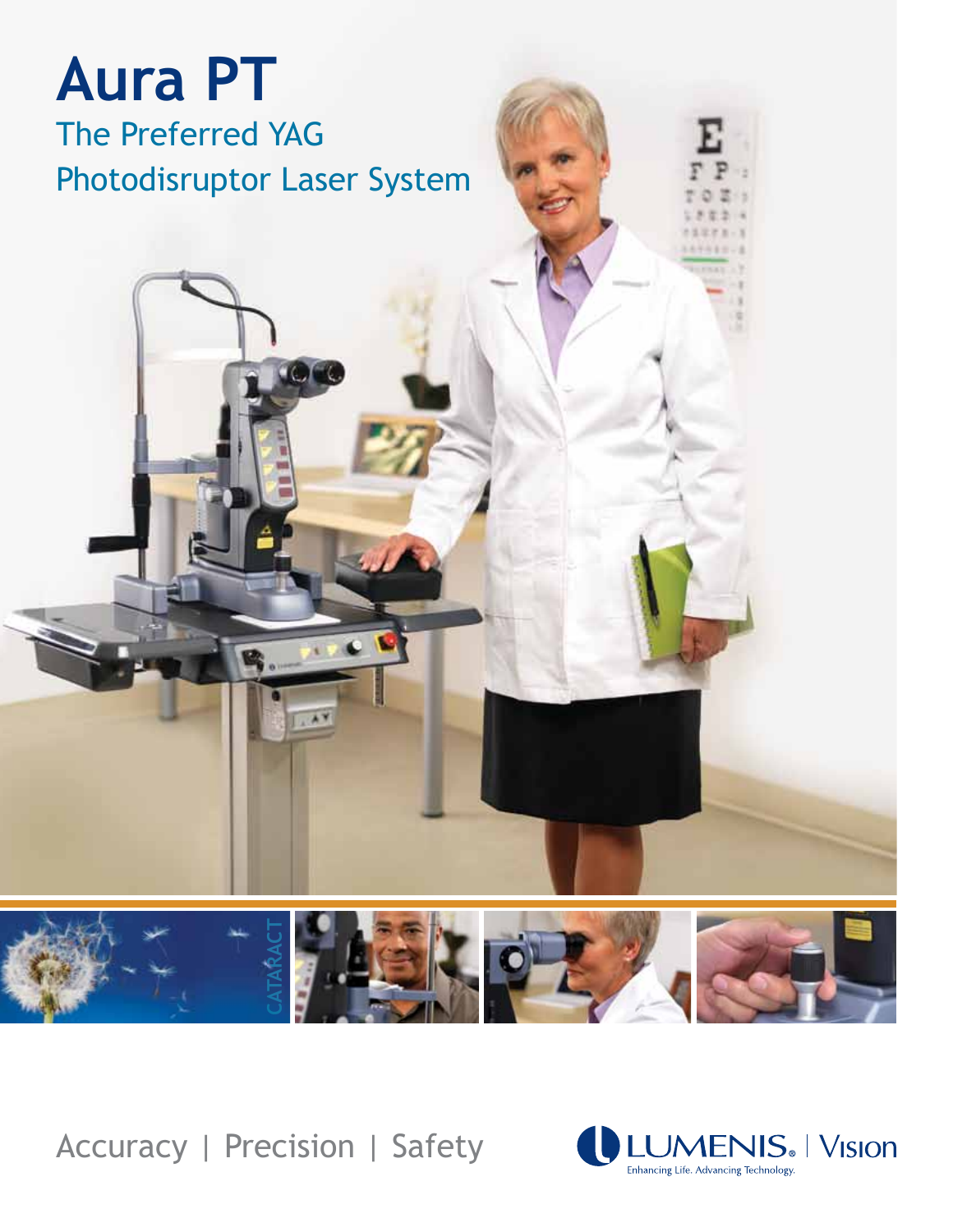# Aura PT

## The Preferred YAG Photodisruptor Laser System

CATARACT

Accuracy | Precision | Safety

LUMENIS® | Vision

Enhancing Life. Advancing Technology.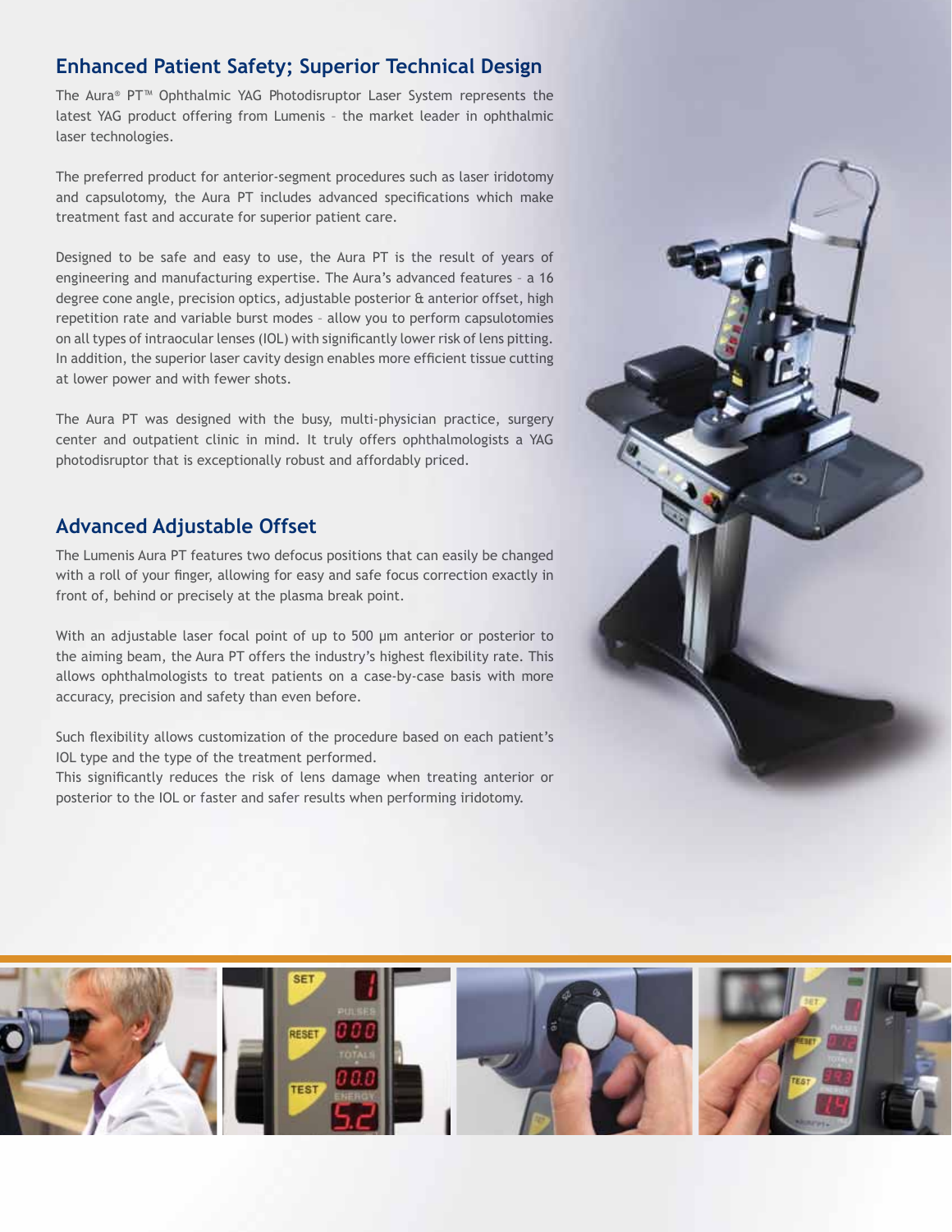## Enhanced Patient Safety; Superior Technical Design

The Aura® PT™ Ophthalmic YAG Photodisruptor Laser System represents the latest YAG product offering from Lumenis – the market leader in ophthalmic laser technologies.

The preferred product for anterior-segment procedures such as laser iridotomy and capsulotomy, the Aura PT includes advanced specifications which make treatment fast and accurate for superior patient care.

Designed to be safe and easy to use, the Aura PT is the result of years of engineering and manufacturing expertise. The Aura's advanced features – a 16 degree cone angle, precision optics, adjustable posterior & anterior offset, high repetition rate and variable burst modes – allow you to perform capsulotomies on all types of intraocular lenses (IOL) with significantly lower risk of lens pitting. In addition, the superior laser cavity design enables more efficient tissue cutting at lower power and with fewer shots.

The Aura PT was designed with the busy, multi-physician practice, surgery center and outpatient clinic in mind. It truly offers ophthalmologists a YAG photodisruptor that is exceptionally robust and affordably priced.

## Advanced Adjustable Offset

The Lumenis Aura PT features two defocus positions that can easily be changed with a roll of your finger, allowing for easy and safe focus correction exactly in front of, behind or precisely at the plasma break point.

With an adjustable laser focal point of up to 500 μm anterior or posterior to the aiming beam, the Aura PT offers the industry's highest flexibility rate. This allows ophthalmologists to treat patients on a case-by-case basis with more accuracy, precision and safety than even before.

Such flexibility allows customization of the procedure based on each patient's IOL type and the type of the treatment performed.
This significantly reduces the risk of lens damage when treating anterior or posterior to the IOL or faster and safer results when performing iridotomy.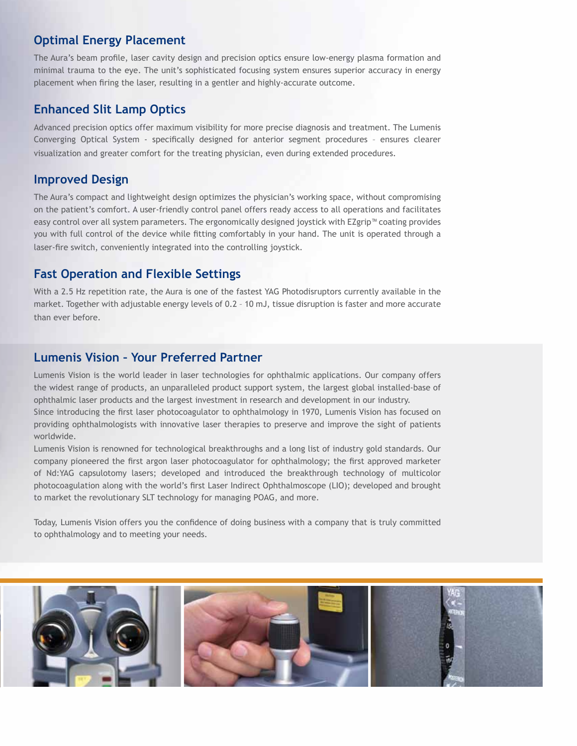## Optimal Energy Placement

The Aura's beam profile, laser cavity design and precision optics ensure low-energy plasma formation and minimal trauma to the eye. The unit's sophisticated focusing system ensures superior accuracy in energy placement when firing the laser, resulting in a gentler and highly-accurate outcome.

## Enhanced Slit Lamp Optics

Advanced precision optics offer maximum visibility for more precise diagnosis and treatment. The Lumenis Converging Optical System - specifically designed for anterior segment procedures – ensures clearer visualization and greater comfort for the treating physician, even during extended procedures.

## Improved Design

The Aura's compact and lightweight design optimizes the physician's working space, without compromising on the patient's comfort. A user-friendly control panel offers ready access to all operations and facilitates easy control over all system parameters. The ergonomically designed joystick with EZgrip™ coating provides you with full control of the device while fitting comfortably in your hand. The unit is operated through a laser-fire switch, conveniently integrated into the controlling joystick.

## Fast Operation and Flexible Settings

With a 2.5 Hz repetition rate, the Aura is one of the fastest YAG Photodisruptors currently available in the market. Together with adjustable energy levels of 0.2 – 10 mJ, tissue disruption is faster and more accurate than ever before.

## Lumenis Vision – Your Preferred Partner

Lumenis Vision is the world leader in laser technologies for ophthalmic applications. Our company offers the widest range of products, an unparalleled product support system, the largest global installed-base of ophthalmic laser products and the largest investment in research and development in our industry.
Since introducing the first laser photocoagulator to ophthalmology in 1970, Lumenis Vision has focused on providing ophthalmologists with innovative laser therapies to preserve and improve the sight of patients worldwide.
Lumenis Vision is renowned for technological breakthroughs and a long list of industry gold standards. Our company pioneered the first argon laser photocoagulator for ophthalmology; the first approved marketer of Nd:YAG capsulotomy lasers; developed and introduced the breakthrough technology of multicolor photocoagulation along with the world's first Laser Indirect Ophthalmoscope (LIO); developed and brought to market the revolutionary SLT technology for managing POAG, and more.

Today, Lumenis Vision offers you the confidence of doing business with a company that is truly committed to ophthalmology and to meeting your needs.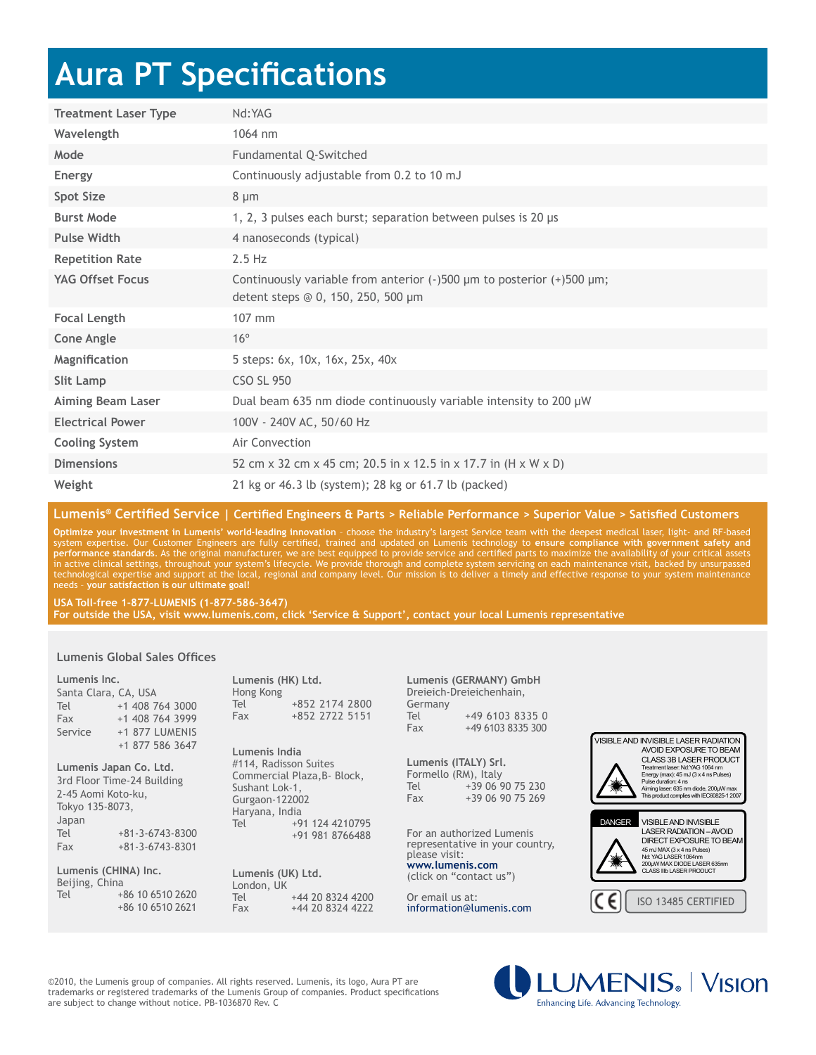# Aura PT Specifications

| | |
|---|---|
| **Treatment Laser Type** | Nd:YAG |
| **Wavelength** | 1064 nm |
| **Mode** | Fundamental Q-Switched |
| **Energy** | Continuously adjustable from 0.2 to 10 mJ |
| **Spot Size** | 8 µm |
| **Burst Mode** | 1, 2, 3 pulses each burst; separation between pulses is 20 µs |
| **Pulse Width** | 4 nanoseconds (typical) |
| **Repetition Rate** | 2.5 Hz |
| **YAG Offset Focus** | Continuously variable from anterior (-)500 µm to posterior (+)500 µm; detent steps @ 0, 150, 250, 500 µm |
| **Focal Length** | 107 mm |
| **Cone Angle** | 16° |
| **Magnification** | 5 steps: 6x, 10x, 16x, 25x, 40x |
| **Slit Lamp** | CSO SL 950 |
| **Aiming Beam Laser** | Dual beam 635 nm diode continuously variable intensity to 200 µW |
| **Electrical Power** | 100V - 240V AC, 50/60 Hz |
| **Cooling System** | Air Convection |
| **Dimensions** | 52 cm x 32 cm x 45 cm; 20.5 in x 12.5 in x 17.7 in (H x W x D) |
| **Weight** | 21 kg or 46.3 lb (system); 28 kg or 61.7 lb (packed) |

## Lumenis® Certified Service | Certified Engineers & Parts > Reliable Performance > Superior Value > Satisfied Customers

**Optimize your investment in Lumenis' world-leading innovation** – choose the industry's largest Service team with the deepest medical laser, light- and RF-based system expertise. Our Customer Engineers are fully certified, trained and updated on Lumenis technology to **ensure compliance with government safety and performance standards**. As the original manufacturer, we are best equipped to provide service and certified parts to maximize the availability of your critical assets in active clinical settings, throughout your system's lifecycle. We provide thorough and complete system servicing on each maintenance visit, backed by unsurpassed technological expertise and support at the local, regional and company level. Our mission is to deliver a timely and effective response to your system maintenance needs – **your satisfaction is our ultimate goal!**

**USA Toll-free 1-877-LUMENIS (1-877-586-3647)**
**For outside the USA, visit www.lumenis.com, click 'Service & Support', contact your local Lumenis representative**

### Lumenis Global Sales Offices

**Lumenis Inc.**
Santa Clara, CA, USA
Tel +1 408 764 3000
Fax +1 408 764 3999
Service +1 877 LUMENIS
+1 877 586 3647

**Lumenis Japan Co. Ltd.**
3rd Floor Time-24 Building
2-45 Aomi Koto-ku,
Tokyo 135-8073,
Japan
Tel +81-3-6743-8300
Fax +81-3-6743-8301

**Lumenis (CHINA) Inc.**
Beijing, China
Tel +86 10 6510 2620
+86 10 6510 2621

**Lumenis (HK) Ltd.**
Hong Kong
Tel +852 2174 2800
Fax +852 2722 5151

**Lumenis India**
#114, Radisson Suites
Commercial Plaza,B- Block,
Sushant Lok-1,
Gurgaon-122002
Haryana, India
Tel +91 124 4210795
+91 981 8766488

**Lumenis (UK) Ltd.**
London, UK
Tel +44 20 8324 4200
Fax +44 20 8324 4222

**Lumenis (GERMANY) GmbH**
Dreieich-Dreieichenhain,
Germany
Tel +49 6103 8335 0
Fax +49 6103 8335 300

**Lumenis (ITALY) Srl.**
Formello (RM), Italy
Tel +39 06 90 75 230
Fax +39 06 90 75 269

For an authorized Lumenis representative in your country, please visit:
**www.lumenis.com**
(click on "contact us")

Or email us at:
information@lumenis.com

VISIBLE AND INVISIBLE LASER RADIATION
AVOID EXPOSURE TO BEAM
CLASS 3B LASER PRODUCT
Treatment laser: Nd:YAG 1064 nm
Energy (max): 45 mJ (3 x 4 ns Pulses)
Pulse duration: 4 ns
Aiming laser: 635 nm diode, 200µW max
This product complies with IEC60825-1 2007

DANGER
VISIBLE AND INVISIBLE LASER RADIATION – AVOID DIRECT EXPOSURE TO BEAM
45 mJ MAX (3 x 4 ns Pulses)
Nd: YAG LASER 1064nm
200µW MAX DIODE LASER 635nm
CLASS IIIb LASER PRODUCT

CE | ISO 13485 CERTIFIED

©2010, the Lumenis group of companies. All rights reserved. Lumenis, its logo, Aura PT are trademarks or registered trademarks of the Lumenis Group of companies. Product specifications are subject to change without notice. PB-1036870 Rev. C

LUMENIS® | Vision
Enhancing Life. Advancing Technology.